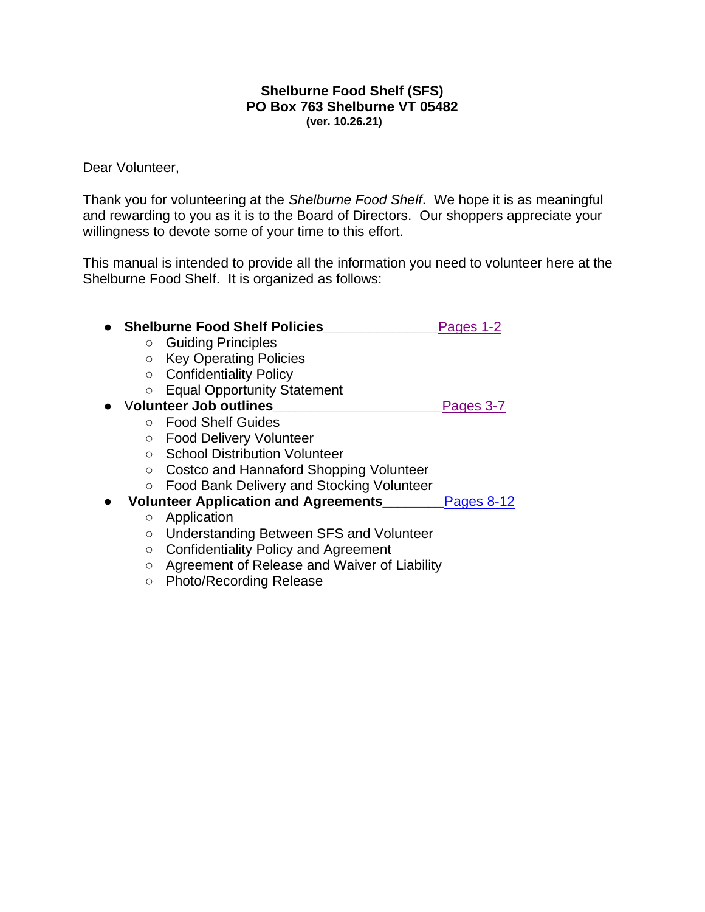**Shelburne Food Shelf (SFS)**
**PO Box 763 Shelburne VT 05482**
**(ver. 10.26.21)**

Dear Volunteer,

Thank you for volunteering at the *Shelburne Food Shelf*. We hope it is as meaningful and rewarding to you as it is to the Board of Directors. Our shoppers appreciate your willingness to devote some of your time to this effort.

This manual is intended to provide all the information you need to volunteer here at the Shelburne Food Shelf. It is organized as follows:

- **Shelburne Food Shelf Policies**_______________Pages 1-2
  - Guiding Principles
  - Key Operating Policies
  - Confidentiality Policy
  - Equal Opportunity Statement
- V**olunteer Job outlines**______________________Pages 3-7
  - Food Shelf Guides
  - Food Delivery Volunteer
  - School Distribution Volunteer
  - Costco and Hannaford Shopping Volunteer
  - Food Bank Delivery and Stocking Volunteer
- **Volunteer Application and Agreements**________Pages 8-12
  - Application
  - Understanding Between SFS and Volunteer
  - Confidentiality Policy and Agreement
  - Agreement of Release and Waiver of Liability
  - Photo/Recording Release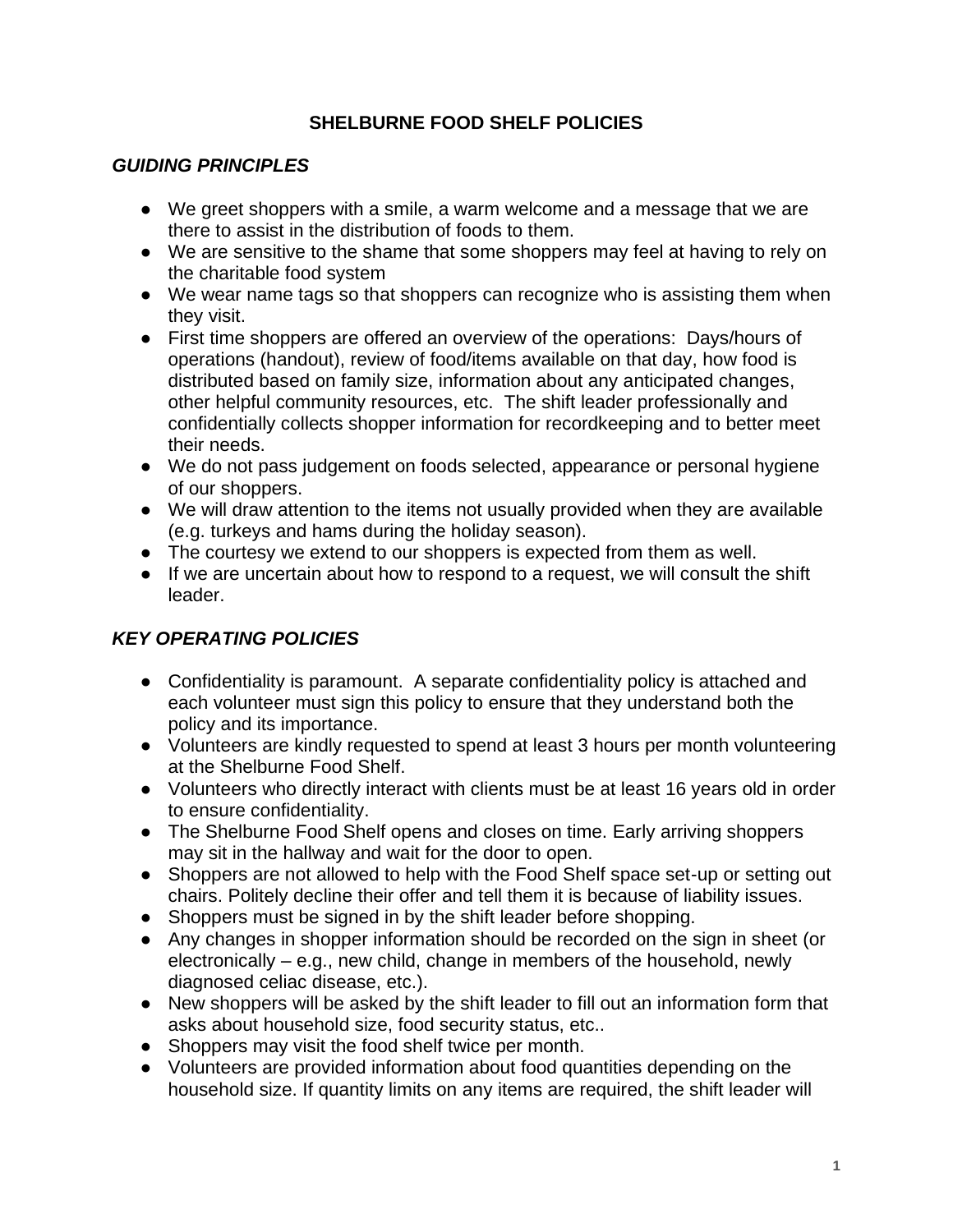## SHELBURNE FOOD SHELF POLICIES

### *GUIDING PRINCIPLES*

- We greet shoppers with a smile, a warm welcome and a message that we are there to assist in the distribution of foods to them.
- We are sensitive to the shame that some shoppers may feel at having to rely on the charitable food system
- We wear name tags so that shoppers can recognize who is assisting them when they visit.
- First time shoppers are offered an overview of the operations: Days/hours of operations (handout), review of food/items available on that day, how food is distributed based on family size, information about any anticipated changes, other helpful community resources, etc. The shift leader professionally and confidentially collects shopper information for recordkeeping and to better meet their needs.
- We do not pass judgement on foods selected, appearance or personal hygiene of our shoppers.
- We will draw attention to the items not usually provided when they are available (e.g. turkeys and hams during the holiday season).
- The courtesy we extend to our shoppers is expected from them as well.
- If we are uncertain about how to respond to a request, we will consult the shift leader.

### *KEY OPERATING POLICIES*

- Confidentiality is paramount. A separate confidentiality policy is attached and each volunteer must sign this policy to ensure that they understand both the policy and its importance.
- Volunteers are kindly requested to spend at least 3 hours per month volunteering at the Shelburne Food Shelf.
- Volunteers who directly interact with clients must be at least 16 years old in order to ensure confidentiality.
- The Shelburne Food Shelf opens and closes on time. Early arriving shoppers may sit in the hallway and wait for the door to open.
- Shoppers are not allowed to help with the Food Shelf space set-up or setting out chairs. Politely decline their offer and tell them it is because of liability issues.
- Shoppers must be signed in by the shift leader before shopping.
- Any changes in shopper information should be recorded on the sign in sheet (or electronically – e.g., new child, change in members of the household, newly diagnosed celiac disease, etc.).
- New shoppers will be asked by the shift leader to fill out an information form that asks about household size, food security status, etc..
- Shoppers may visit the food shelf twice per month.
- Volunteers are provided information about food quantities depending on the household size. If quantity limits on any items are required, the shift leader will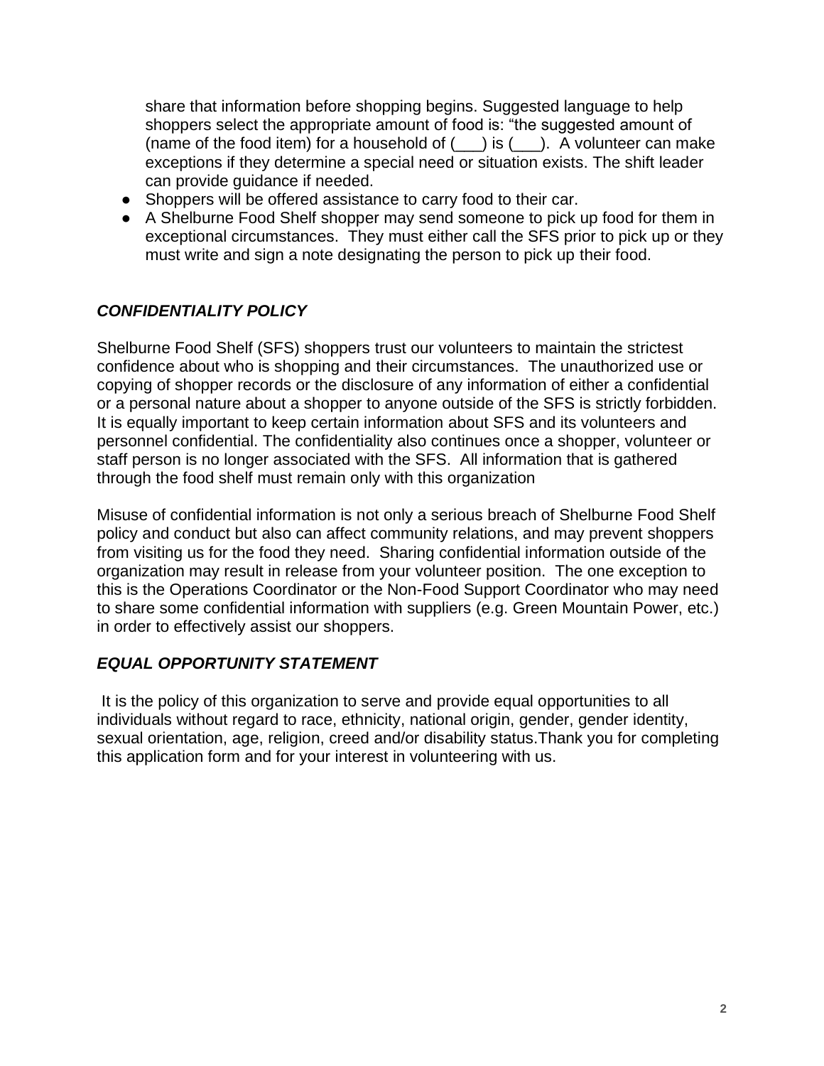share that information before shopping begins. Suggested language to help shoppers select the appropriate amount of food is: "the suggested amount of (name of the food item) for a household of (___) is (___). A volunteer can make exceptions if they determine a special need or situation exists. The shift leader can provide guidance if needed.

- Shoppers will be offered assistance to carry food to their car.
- A Shelburne Food Shelf shopper may send someone to pick up food for them in exceptional circumstances. They must either call the SFS prior to pick up or they must write and sign a note designating the person to pick up their food.

## *CONFIDENTIALITY POLICY*

Shelburne Food Shelf (SFS) shoppers trust our volunteers to maintain the strictest confidence about who is shopping and their circumstances. The unauthorized use or copying of shopper records or the disclosure of any information of either a confidential or a personal nature about a shopper to anyone outside of the SFS is strictly forbidden. It is equally important to keep certain information about SFS and its volunteers and personnel confidential. The confidentiality also continues once a shopper, volunteer or staff person is no longer associated with the SFS. All information that is gathered through the food shelf must remain only with this organization

Misuse of confidential information is not only a serious breach of Shelburne Food Shelf policy and conduct but also can affect community relations, and may prevent shoppers from visiting us for the food they need. Sharing confidential information outside of the organization may result in release from your volunteer position. The one exception to this is the Operations Coordinator or the Non-Food Support Coordinator who may need to share some confidential information with suppliers (e.g. Green Mountain Power, etc.) in order to effectively assist our shoppers.

## *EQUAL OPPORTUNITY STATEMENT*

It is the policy of this organization to serve and provide equal opportunities to all individuals without regard to race, ethnicity, national origin, gender, gender identity, sexual orientation, age, religion, creed and/or disability status.Thank you for completing this application form and for your interest in volunteering with us.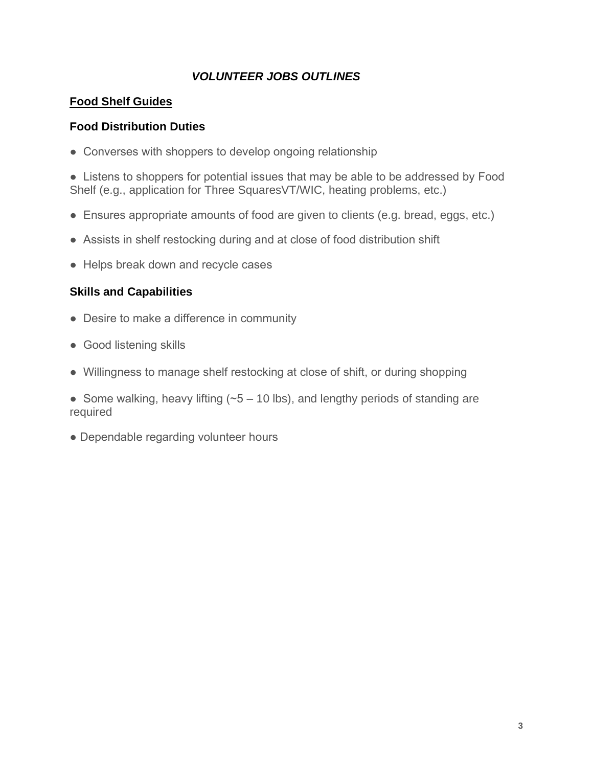# ***VOLUNTEER JOBS OUTLINES***

## <u>Food Shelf Guides</u>

### Food Distribution Duties

- Converses with shoppers to develop ongoing relationship
- Listens to shoppers for potential issues that may be able to be addressed by Food Shelf (e.g., application for Three SquaresVT/WIC, heating problems, etc.)
- Ensures appropriate amounts of food are given to clients (e.g. bread, eggs, etc.)
- Assists in shelf restocking during and at close of food distribution shift
- Helps break down and recycle cases

### Skills and Capabilities

- Desire to make a difference in community
- Good listening skills
- Willingness to manage shelf restocking at close of shift, or during shopping
- Some walking, heavy lifting (~5 – 10 lbs), and lengthy periods of standing are required
- Dependable regarding volunteer hours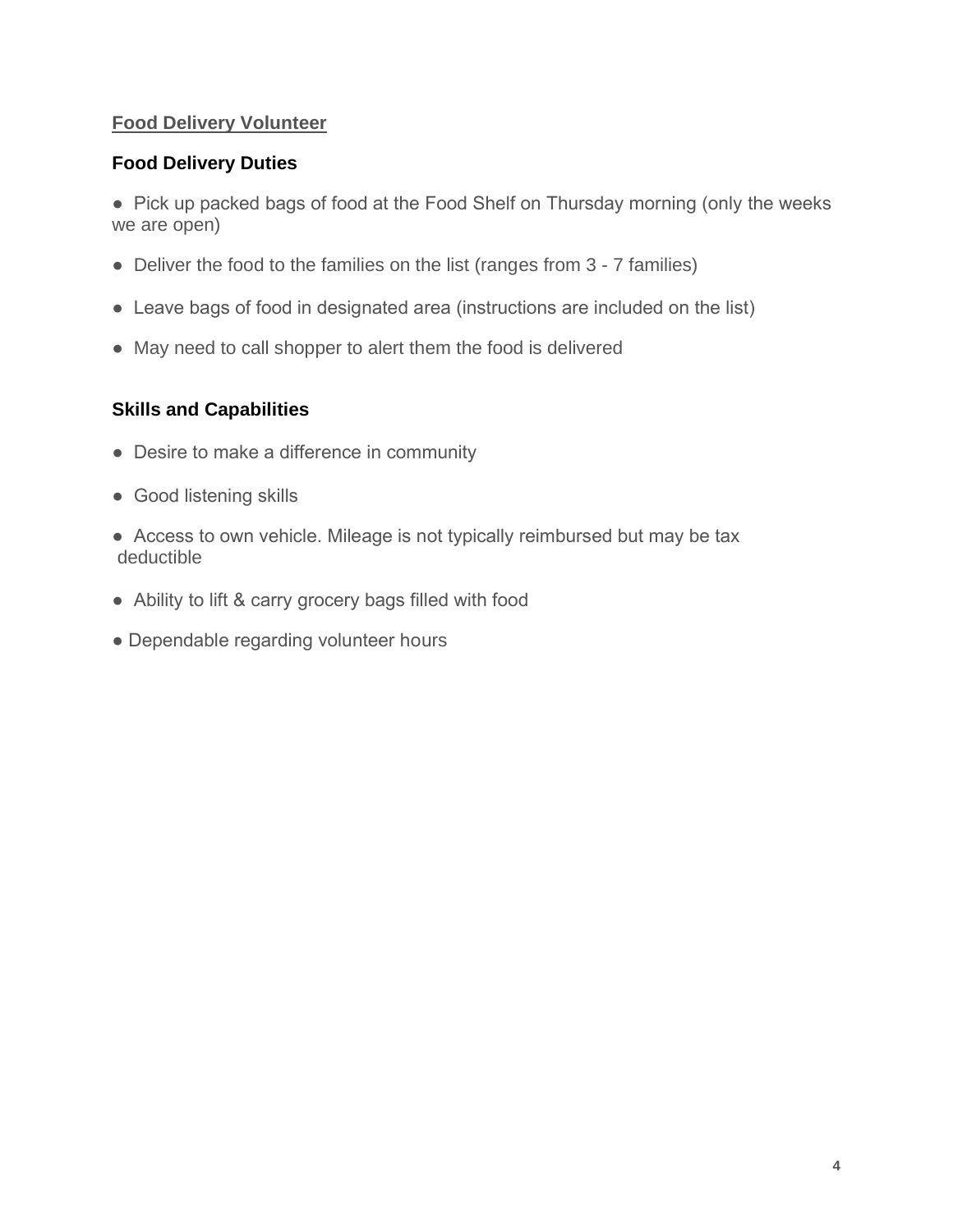## Food Delivery Volunteer

### Food Delivery Duties

- Pick up packed bags of food at the Food Shelf on Thursday morning (only the weeks we are open)
- Deliver the food to the families on the list (ranges from 3 - 7 families)
- Leave bags of food in designated area (instructions are included on the list)
- May need to call shopper to alert them the food is delivered

### Skills and Capabilities

- Desire to make a difference in community
- Good listening skills
- Access to own vehicle. Mileage is not typically reimbursed but may be tax deductible
- Ability to lift & carry grocery bags filled with food
- Dependable regarding volunteer hours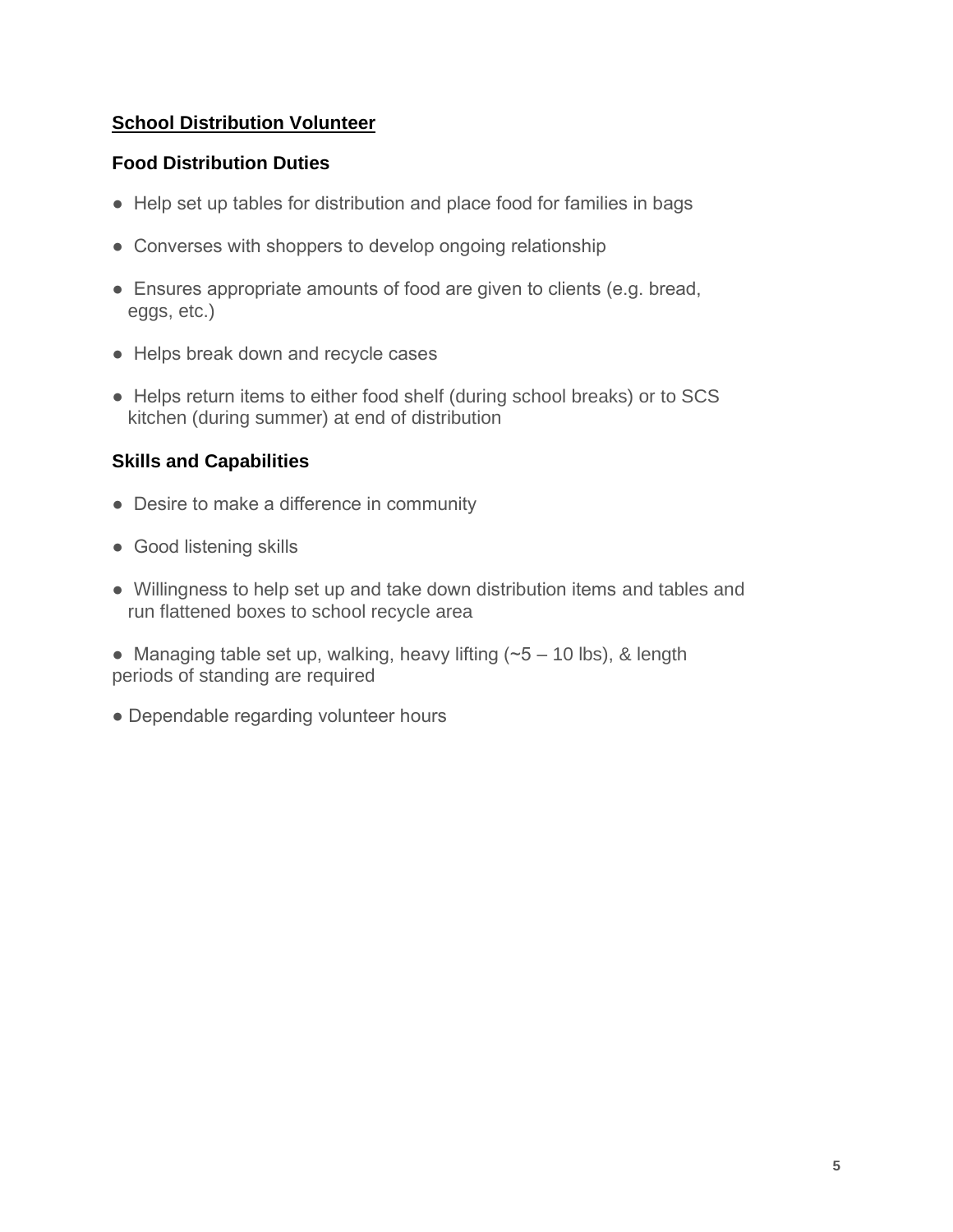## School Distribution Volunteer

### Food Distribution Duties

- Help set up tables for distribution and place food for families in bags
- Converses with shoppers to develop ongoing relationship
- Ensures appropriate amounts of food are given to clients (e.g. bread, eggs, etc.)
- Helps break down and recycle cases
- Helps return items to either food shelf (during school breaks) or to SCS kitchen (during summer) at end of distribution

### Skills and Capabilities

- Desire to make a difference in community
- Good listening skills
- Willingness to help set up and take down distribution items and tables and run flattened boxes to school recycle area
- Managing table set up, walking, heavy lifting (~5 – 10 lbs), & length periods of standing are required
- Dependable regarding volunteer hours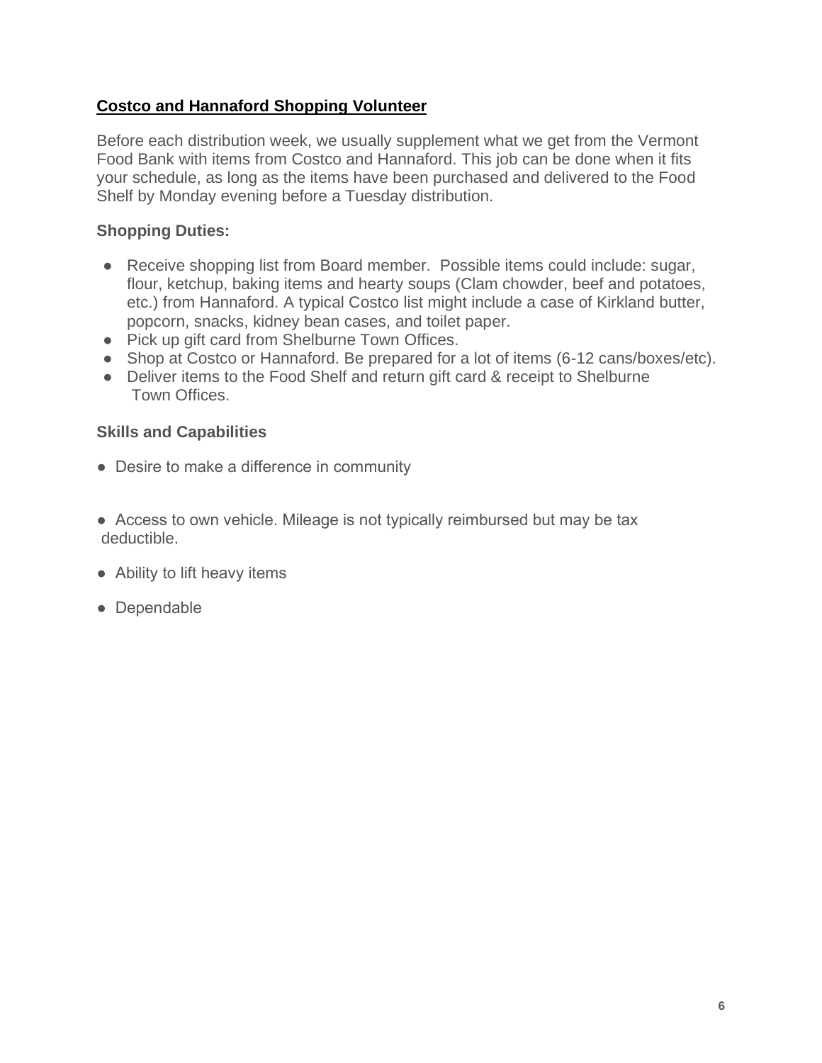## Costco and Hannaford Shopping Volunteer

Before each distribution week, we usually supplement what we get from the Vermont Food Bank with items from Costco and Hannaford. This job can be done when it fits your schedule, as long as the items have been purchased and delivered to the Food Shelf by Monday evening before a Tuesday distribution.

### Shopping Duties:

- Receive shopping list from Board member. Possible items could include: sugar, flour, ketchup, baking items and hearty soups (Clam chowder, beef and potatoes, etc.) from Hannaford. A typical Costco list might include a case of Kirkland butter, popcorn, snacks, kidney bean cases, and toilet paper.
- Pick up gift card from Shelburne Town Offices.
- Shop at Costco or Hannaford. Be prepared for a lot of items (6-12 cans/boxes/etc).
- Deliver items to the Food Shelf and return gift card & receipt to Shelburne Town Offices.

### Skills and Capabilities

- Desire to make a difference in community
- Access to own vehicle. Mileage is not typically reimbursed but may be tax deductible.
- Ability to lift heavy items
- Dependable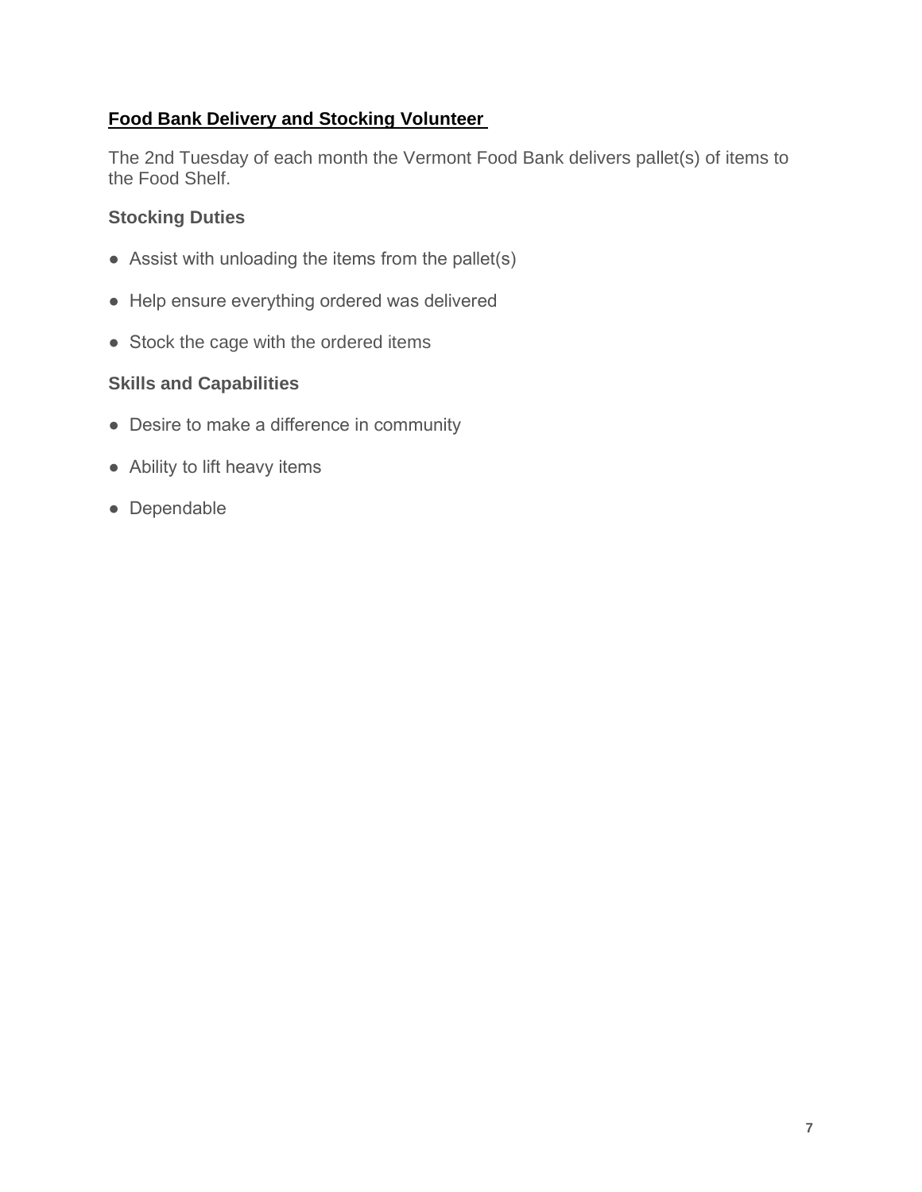## Food Bank Delivery and Stocking Volunteer

The 2nd Tuesday of each month the Vermont Food Bank delivers pallet(s) of items to the Food Shelf.

### Stocking Duties

- Assist with unloading the items from the pallet(s)
- Help ensure everything ordered was delivered
- Stock the cage with the ordered items

### Skills and Capabilities

- Desire to make a difference in community
- Ability to lift heavy items
- Dependable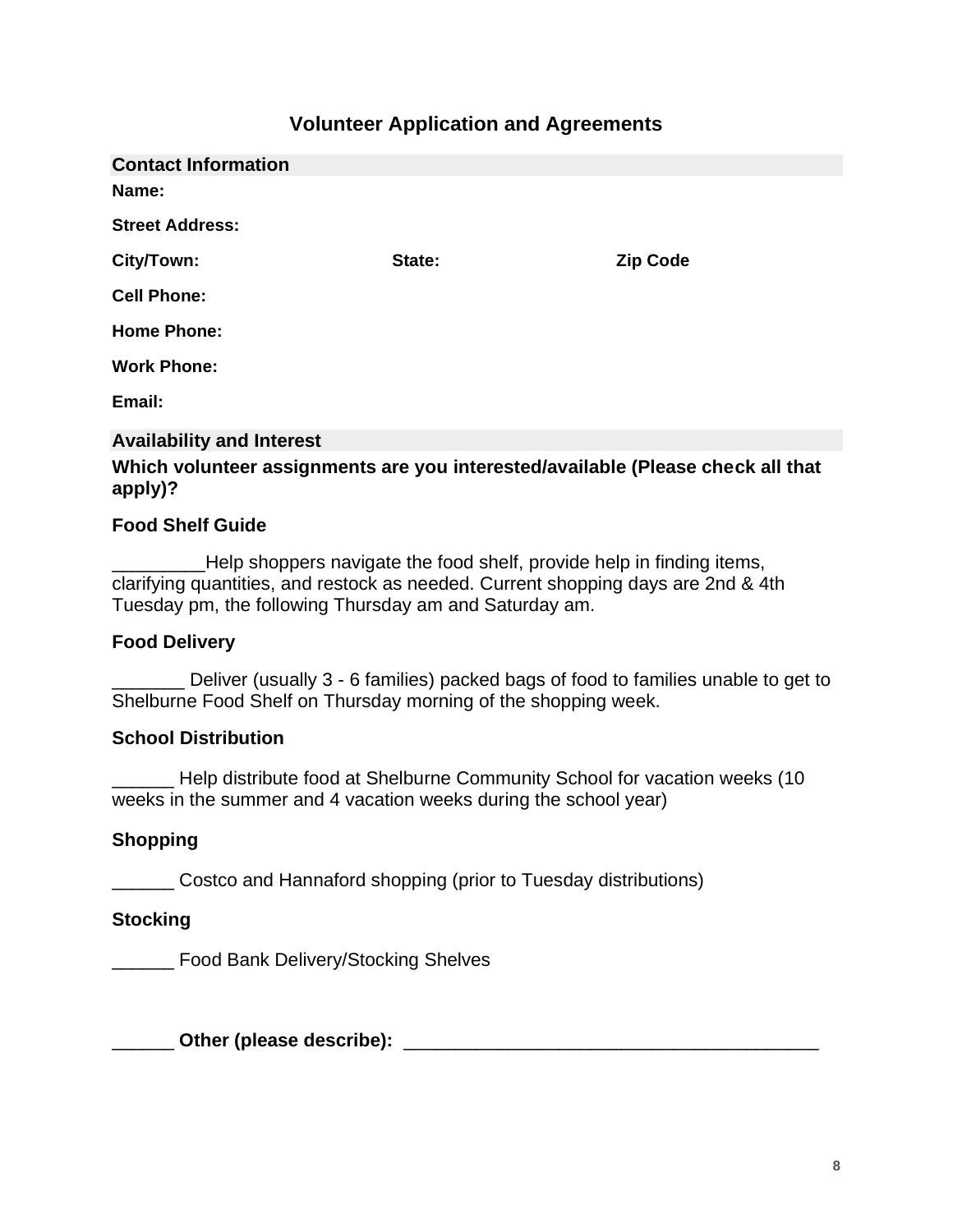# Volunteer Application and Agreements

## Contact Information

**Name:**

**Street Address:**

**City/Town:** **State:** **Zip Code**

**Cell Phone:**

**Home Phone:**

**Work Phone:**

**Email:**

## Availability and Interest

**Which volunteer assignments are you interested/available (Please check all that apply)?**

### Food Shelf Guide

_________Help shoppers navigate the food shelf, provide help in finding items, clarifying quantities, and restock as needed. Current shopping days are 2nd & 4th Tuesday pm, the following Thursday am and Saturday am.

### Food Delivery

_______ Deliver (usually 3 - 6 families) packed bags of food to families unable to get to Shelburne Food Shelf on Thursday morning of the shopping week.

### School Distribution

______ Help distribute food at Shelburne Community School for vacation weeks (10 weeks in the summer and 4 vacation weeks during the school year)

### Shopping

______ Costco and Hannaford shopping (prior to Tuesday distributions)

### Stocking

______ Food Bank Delivery/Stocking Shelves

______ **Other (please describe):** ________________________________________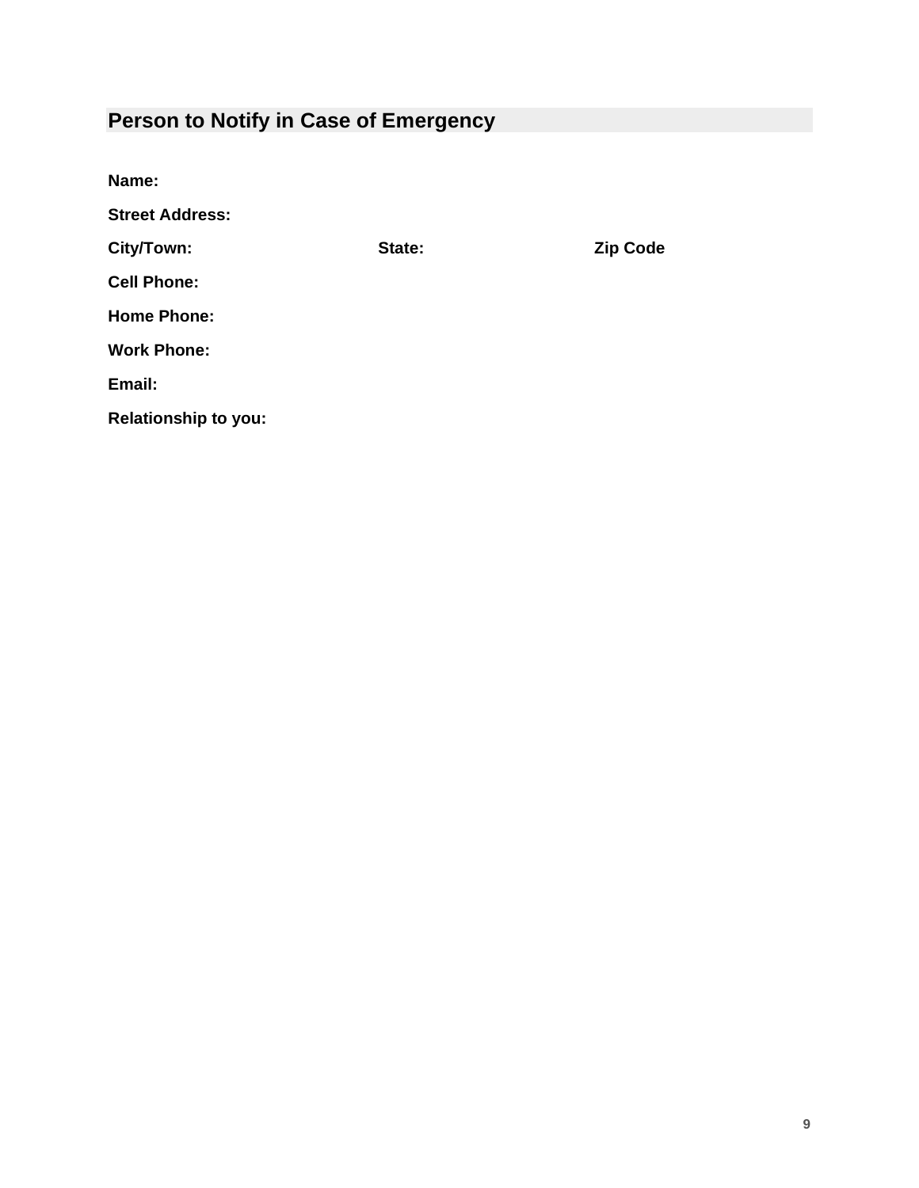## Person to Notify in Case of Emergency

**Name:**

**Street Address:**

**City/Town:** **State:** **Zip Code**

**Cell Phone:**

**Home Phone:**

**Work Phone:**

**Email:**

**Relationship to you:**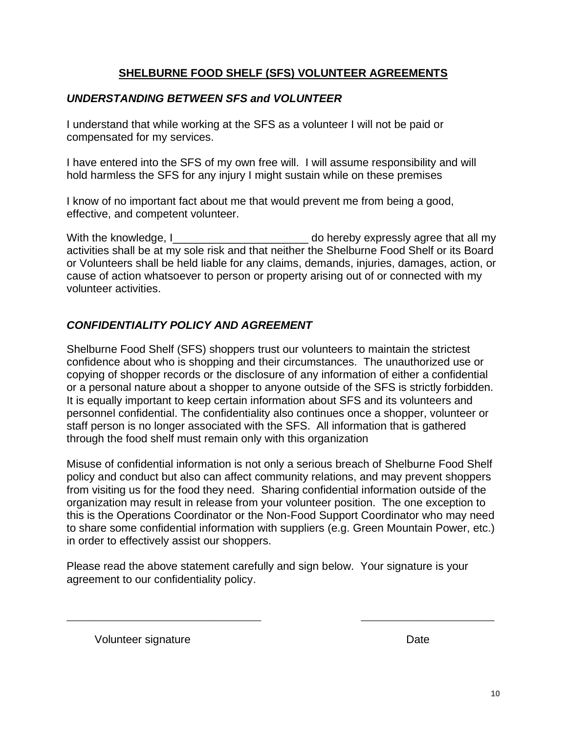## SHELBURNE FOOD SHELF (SFS) VOLUNTEER AGREEMENTS

### *UNDERSTANDING BETWEEN SFS and VOLUNTEER*

I understand that while working at the SFS as a volunteer I will not be paid or compensated for my services.

I have entered into the SFS of my own free will. I will assume responsibility and will hold harmless the SFS for any injury I might sustain while on these premises

I know of no important fact about me that would prevent me from being a good, effective, and competent volunteer.

With the knowledge, I______________________ do hereby expressly agree that all my activities shall be at my sole risk and that neither the Shelburne Food Shelf or its Board or Volunteers shall be held liable for any claims, demands, injuries, damages, action, or cause of action whatsoever to person or property arising out of or connected with my volunteer activities.

### *CONFIDENTIALITY POLICY AND AGREEMENT*

Shelburne Food Shelf (SFS) shoppers trust our volunteers to maintain the strictest confidence about who is shopping and their circumstances. The unauthorized use or copying of shopper records or the disclosure of any information of either a confidential or a personal nature about a shopper to anyone outside of the SFS is strictly forbidden. It is equally important to keep certain information about SFS and its volunteers and personnel confidential. The confidentiality also continues once a shopper, volunteer or staff person is no longer associated with the SFS. All information that is gathered through the food shelf must remain only with this organization

Misuse of confidential information is not only a serious breach of Shelburne Food Shelf policy and conduct but also can affect community relations, and may prevent shoppers from visiting us for the food they need. Sharing confidential information outside of the organization may result in release from your volunteer position. The one exception to this is the Operations Coordinator or the Non-Food Support Coordinator who may need to share some confidential information with suppliers (e.g. Green Mountain Power, etc.) in order to effectively assist our shoppers.

Please read the above statement carefully and sign below. Your signature is your agreement to our confidentiality policy.

________________________________ ______________________

Volunteer signature Date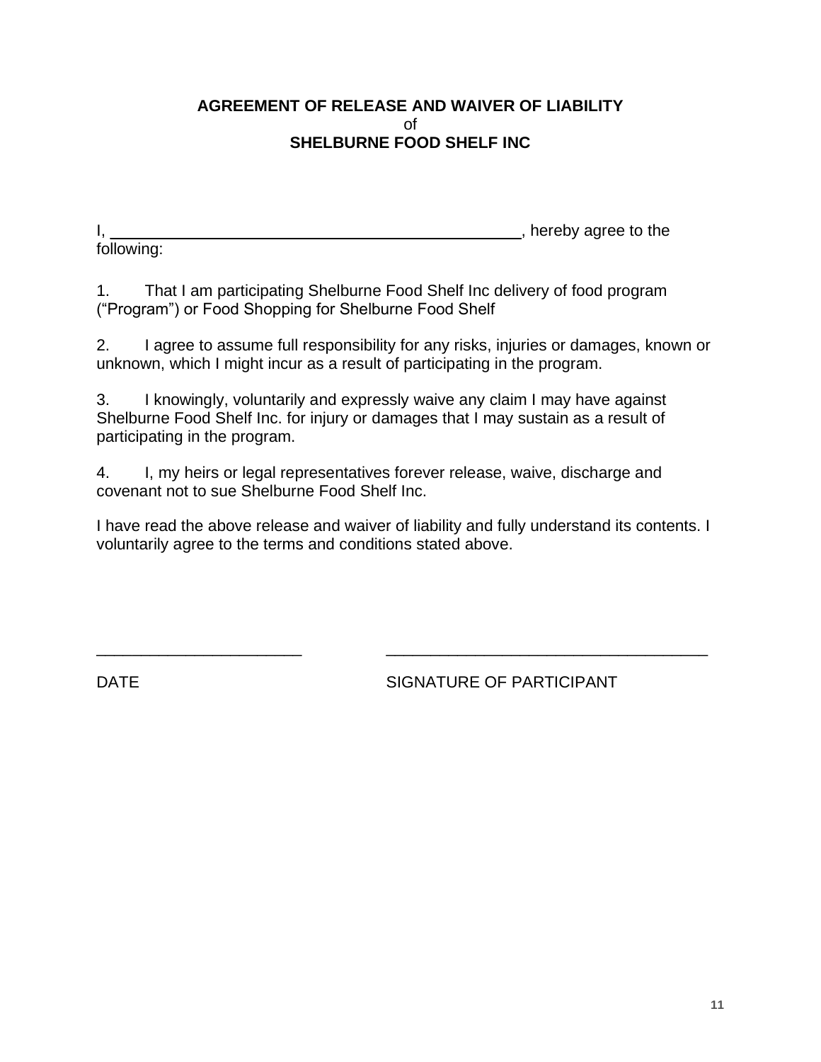**AGREEMENT OF RELEASE AND WAIVER OF LIABILITY**
of
**SHELBURNE FOOD SHELF INC**

I, ________________________________________________, hereby agree to the following:

1. That I am participating Shelburne Food Shelf Inc delivery of food program ("Program") or Food Shopping for Shelburne Food Shelf

2. I agree to assume full responsibility for any risks, injuries or damages, known or unknown, which I might incur as a result of participating in the program.

3. I knowingly, voluntarily and expressly waive any claim I may have against Shelburne Food Shelf Inc. for injury or damages that I may sustain as a result of participating in the program.

4. I, my heirs or legal representatives forever release, waive, discharge and covenant not to sue Shelburne Food Shelf Inc.

I have read the above release and waiver of liability and fully understand its contents. I voluntarily agree to the terms and conditions stated above.

_______________________ &nbsp;&nbsp;&nbsp;&nbsp;&nbsp;&nbsp;&nbsp;&nbsp; ____________________________________

DATE &nbsp;&nbsp;&nbsp;&nbsp;&nbsp;&nbsp;&nbsp;&nbsp;&nbsp;&nbsp;&nbsp;&nbsp;&nbsp;&nbsp;&nbsp;&nbsp;&nbsp;&nbsp;&nbsp;&nbsp;&nbsp;&nbsp;&nbsp;&nbsp;&nbsp;&nbsp;&nbsp;&nbsp; SIGNATURE OF PARTICIPANT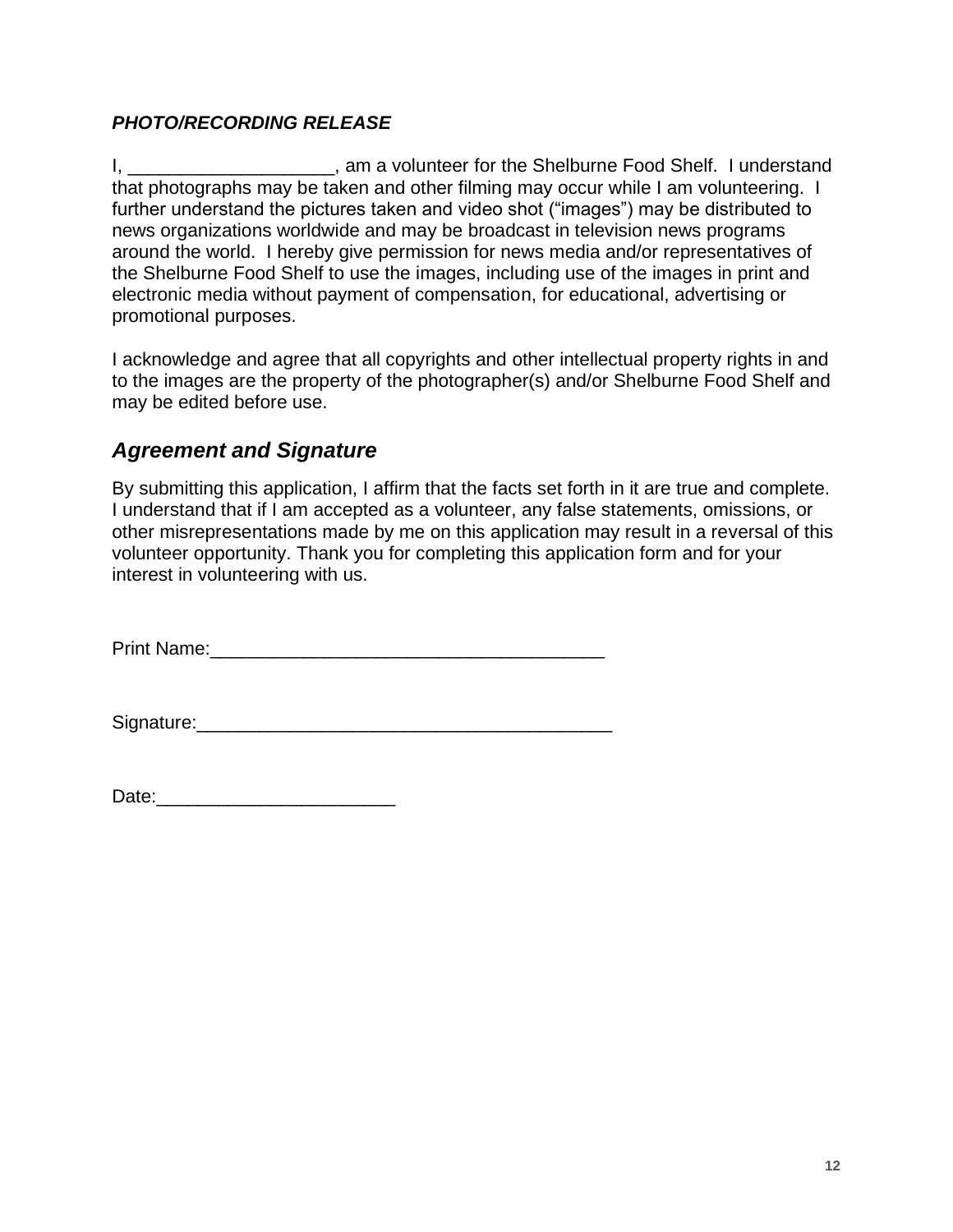***PHOTO/RECORDING RELEASE***

I, ____________________, am a volunteer for the Shelburne Food Shelf. I understand that photographs may be taken and other filming may occur while I am volunteering. I further understand the pictures taken and video shot ("images") may be distributed to news organizations worldwide and may be broadcast in television news programs around the world. I hereby give permission for news media and/or representatives of the Shelburne Food Shelf to use the images, including use of the images in print and electronic media without payment of compensation, for educational, advertising or promotional purposes.

I acknowledge and agree that all copyrights and other intellectual property rights in and to the images are the property of the photographer(s) and/or Shelburne Food Shelf and may be edited before use.

## *Agreement and Signature*

By submitting this application, I affirm that the facts set forth in it are true and complete. I understand that if I am accepted as a volunteer, any false statements, omissions, or other misrepresentations made by me on this application may result in a reversal of this volunteer opportunity. Thank you for completing this application form and for your interest in volunteering with us.

Print Name:_______________________________________

Signature:_________________________________________

Date:_______________________